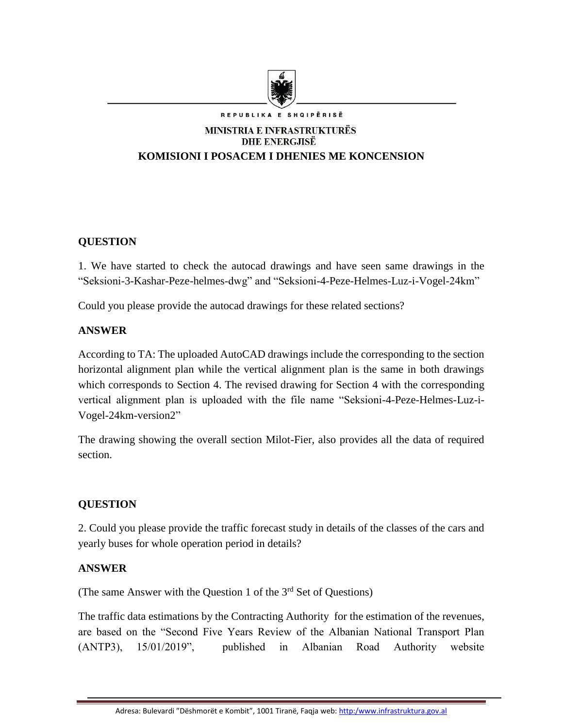REPUBLIKA E SHQIPËRISË

MINISTRIA E INFRASTRUKTURËS DHE ENERGJISË

**KOMISIONI I POSACEM I DHENIES ME KONCENSION**

**QUESTION**

1. We have started to check the autocad drawings and have seen same drawings in the "Seksioni-3-Kashar-Peze-helmes-dwg" and "Seksioni-4-Peze-Helmes-Luz-i-Vogel-24km"

Could you please provide the autocad drawings for these related sections?

**ANSWER**

According to TA: The uploaded AutoCAD drawings include the corresponding to the section horizontal alignment plan while the vertical alignment plan is the same in both drawings which corresponds to Section 4. The revised drawing for Section 4 with the corresponding vertical alignment plan is uploaded with the file name "Seksioni-4-Peze-Helmes-Luz-i-Vogel-24km-version2"

The drawing showing the overall section Milot-Fier, also provides all the data of required section.

**QUESTION**

2. Could you please provide the traffic forecast study in details of the classes of the cars and yearly buses for whole operation period in details?

**ANSWER**

(The same Answer with the Question 1 of the 3rd Set of Questions)

The traffic data estimations by the Contracting Authority for the estimation of the revenues, are based on the "Second Five Years Review of the Albanian National Transport Plan (ANTP3), 15/01/2019", published in Albanian Road Authority website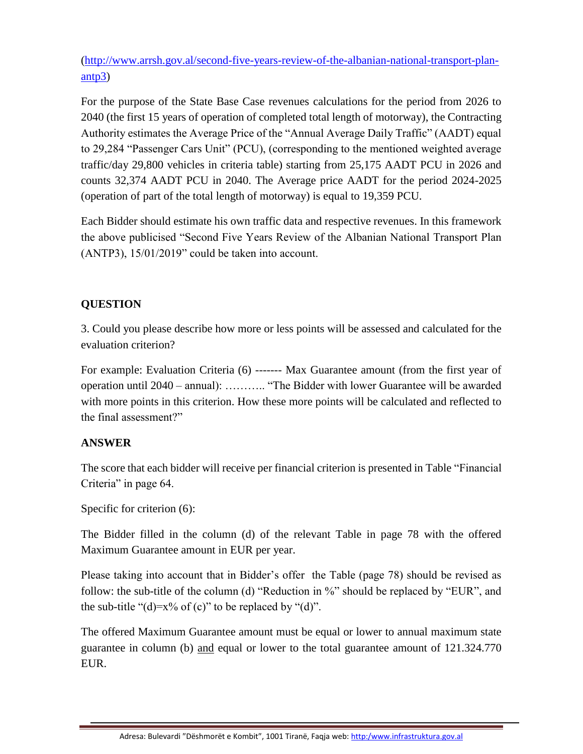(http://www.arrsh.gov.al/second-five-years-review-of-the-albanian-national-transport-plan-antp3)

For the purpose of the State Base Case revenues calculations for the period from 2026 to 2040 (the first 15 years of operation of completed total length of motorway), the Contracting Authority estimates the Average Price of the "Annual Average Daily Traffic" (AADT) equal to 29,284 "Passenger Cars Unit" (PCU), (corresponding to the mentioned weighted average traffic/day 29,800 vehicles in criteria table) starting from 25,175 AADT PCU in 2026 and counts 32,374 AADT PCU in 2040. The Average price AADT for the period 2024-2025 (operation of part of the total length of motorway) is equal to 19,359 PCU.

Each Bidder should estimate his own traffic data and respective revenues. In this framework the above publicised "Second Five Years Review of the Albanian National Transport Plan (ANTP3), 15/01/2019" could be taken into account.

**QUESTION**

3. Could you please describe how more or less points will be assessed and calculated for the evaluation criterion?

For example: Evaluation Criteria (6) ------- Max Guarantee amount (from the first year of operation until 2040 – annual): ……….. "The Bidder with lower Guarantee will be awarded with more points in this criterion. How these more points will be calculated and reflected to the final assessment?"

**ANSWER**

The score that each bidder will receive per financial criterion is presented in Table "Financial Criteria" in page 64.

Specific for criterion (6):

The Bidder filled in the column (d) of the relevant Table in page 78 with the offered Maximum Guarantee amount in EUR per year.

Please taking into account that in Bidder's offer the Table (page 78) should be revised as follow: the sub-title of the column (d) "Reduction in %" should be replaced by "EUR", and the sub-title "(d)=x% of (c)" to be replaced by "(d)".

The offered Maximum Guarantee amount must be equal or lower to annual maximum state guarantee in column (b) <u>and</u> equal or lower to the total guarantee amount of 121.324.770 EUR.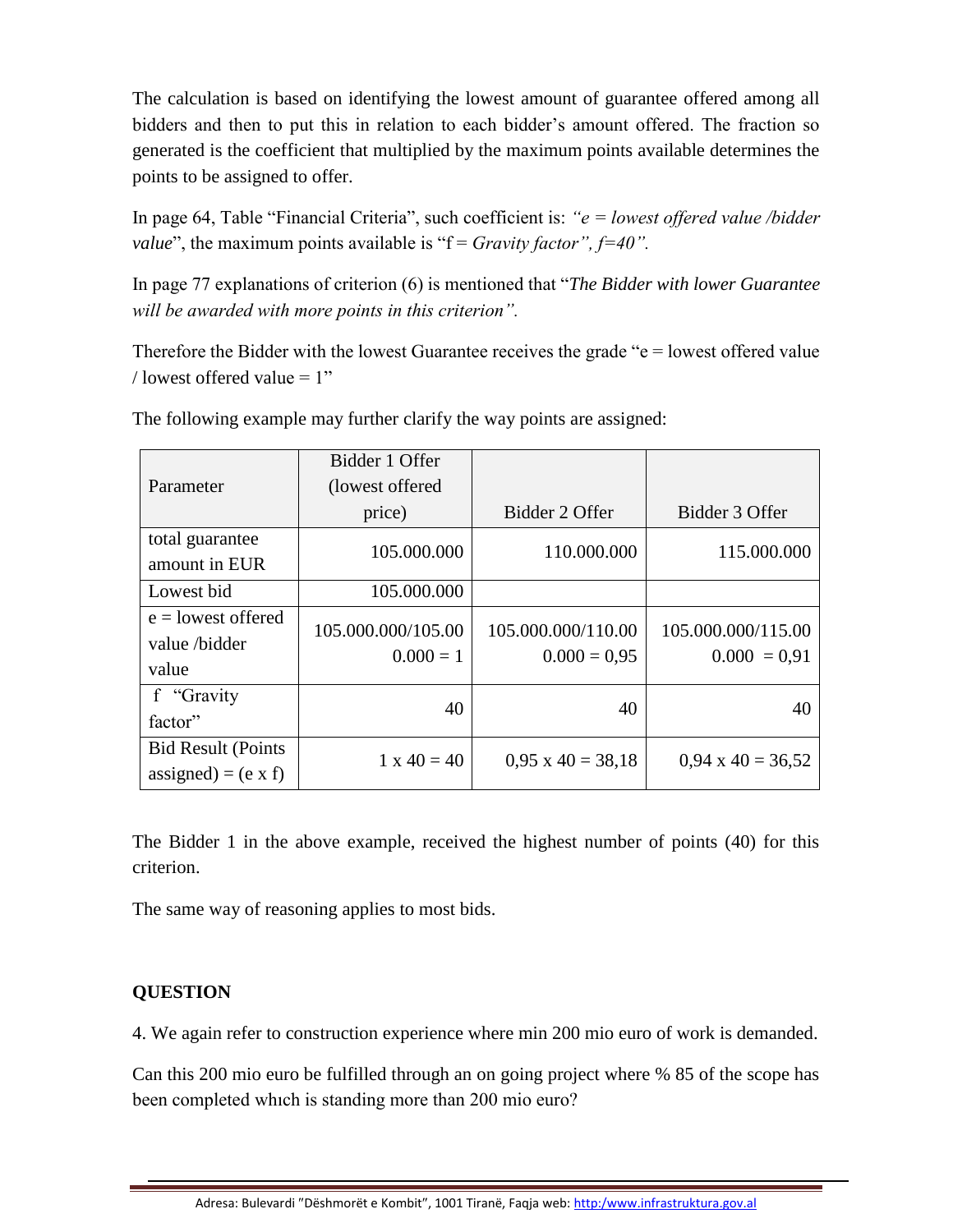The calculation is based on identifying the lowest amount of guarantee offered among all bidders and then to put this in relation to each bidder's amount offered. The fraction so generated is the coefficient that multiplied by the maximum points available determines the points to be assigned to offer.

In page 64, Table "Financial Criteria", such coefficient is: *"e = lowest offered value /bidder value*", the maximum points available is "f = *Gravity factor", f=40".*

In page 77 explanations of criterion (6) is mentioned that "*The Bidder with lower Guarantee will be awarded with more points in this criterion".*

Therefore the Bidder with the lowest Guarantee receives the grade "e = lowest offered value / lowest offered value = 1"

The following example may further clarify the way points are assigned:

| Parameter | Bidder 1 Offer (lowest offered price) | Bidder 2 Offer | Bidder 3 Offer |
|---|---|---|---|
| total guarantee amount in EUR | 105.000.000 | 110.000.000 | 115.000.000 |
| Lowest bid | 105.000.000 | | |
| e = lowest offered value /bidder value | 105.000.000/105.000.000 = 1 | 105.000.000/110.000.000 = 0,95 | 105.000.000/115.000.000 = 0,91 |
| f "Gravity factor" | 40 | 40 | 40 |
| Bid Result (Points assigned) = (e x f) | 1 x 40 = 40 | 0,95 x 40 = 38,18 | 0,94 x 40 = 36,52 |

The Bidder 1 in the above example, received the highest number of points (40) for this criterion.

The same way of reasoning applies to most bids.

**QUESTION**

4. We again refer to construction experience where min 200 mio euro of work is demanded.

Can this 200 mio euro be fulfilled through an on going project where % 85 of the scope has been completed whıch is standing more than 200 mio euro?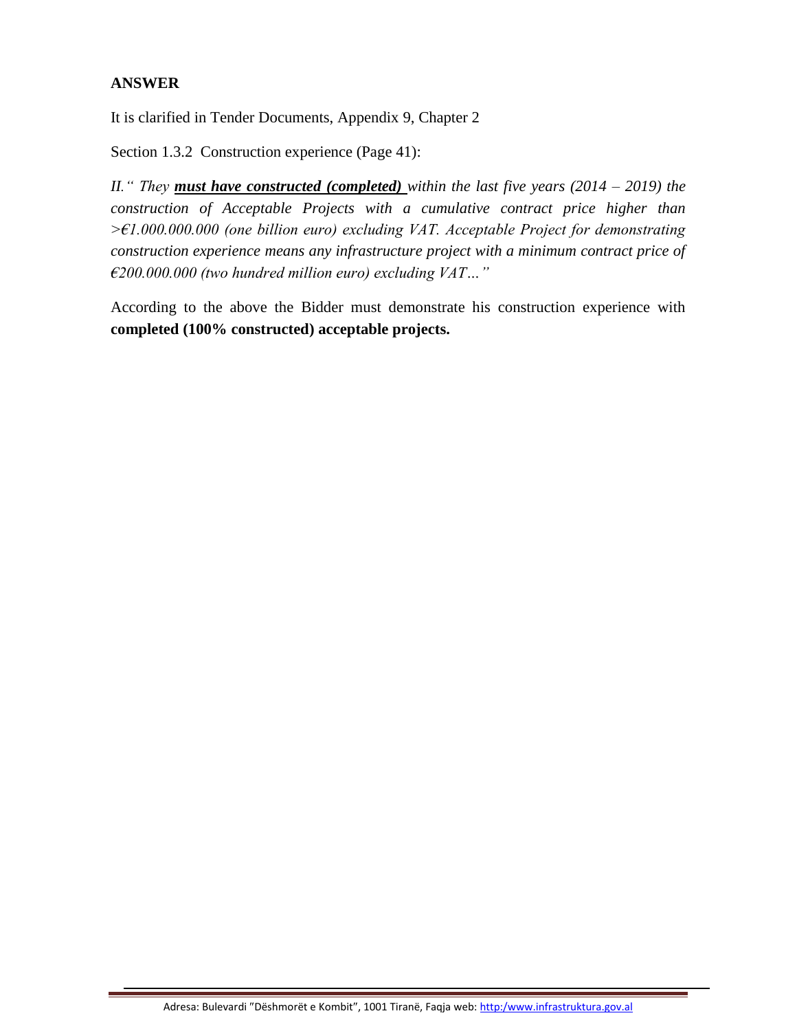**ANSWER**

It is clarified in Tender Documents, Appendix 9, Chapter 2

Section 1.3.2 Construction experience (Page 41):

*II." They **must have constructed (completed)** within the last five years (2014 – 2019) the construction of Acceptable Projects with a cumulative contract price higher than >€1.000.000.000 (one billion euro) excluding VAT. Acceptable Project for demonstrating construction experience means any infrastructure project with a minimum contract price of €200.000.000 (two hundred million euro) excluding VAT…"*

According to the above the Bidder must demonstrate his construction experience with **completed (100% constructed) acceptable projects.**